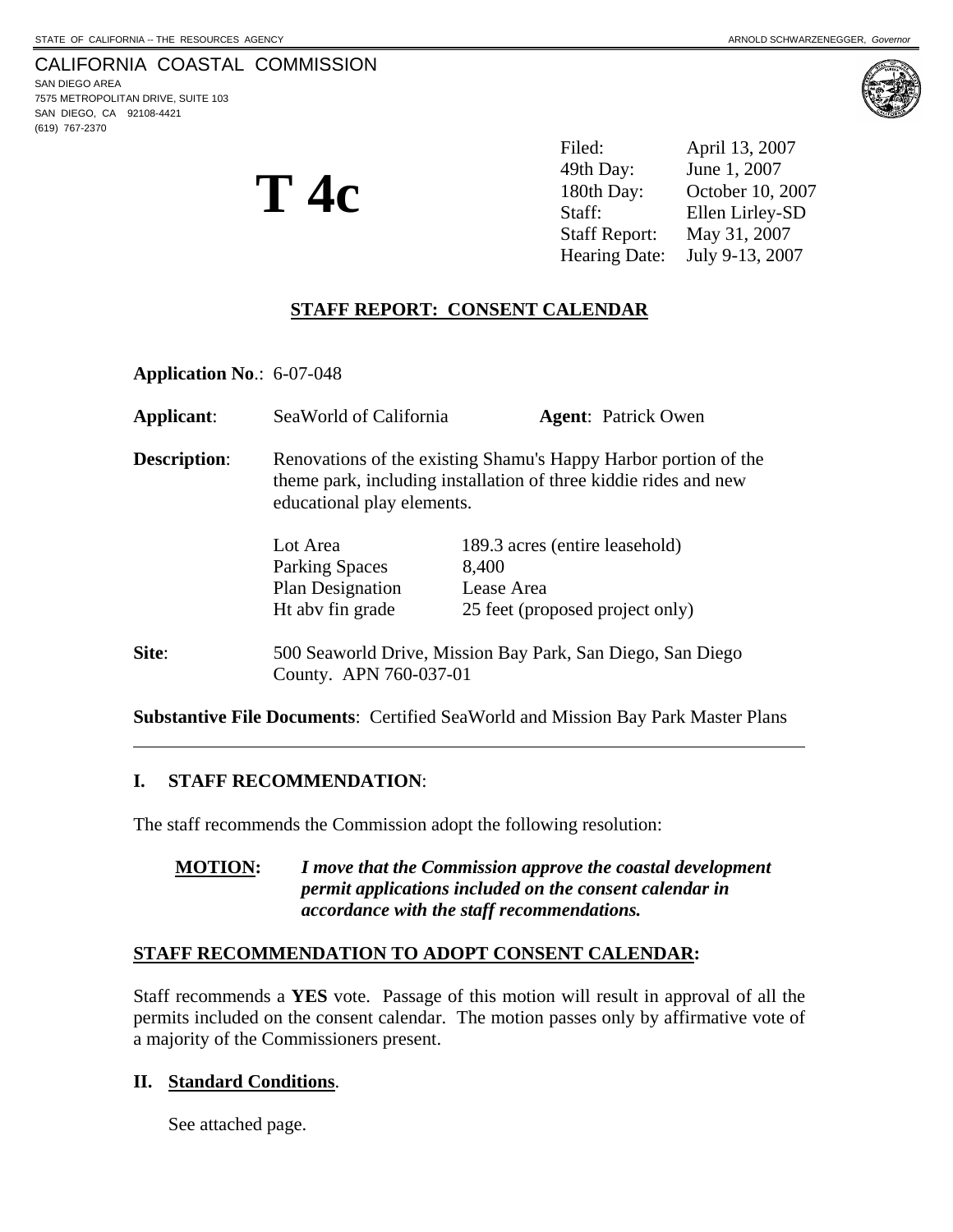STATE OF CALIFORNIA -- THE RESOURCES AGENCY ARNOLD SCHWARZENEGGER, *Governor*

CALIFORNIA COASTAL COMMISSION
SAN DIEGO AREA
7575 METROPOLITAN DRIVE, SUITE 103
SAN DIEGO, CA 92108-4421
(619) 767-2370

# T 4c

| | |
|---|---|
| Filed: | April 13, 2007 |
| 49th Day: | June 1, 2007 |
| 180th Day: | October 10, 2007 |
| Staff: | Ellen Lirley-SD |
| Staff Report: | May 31, 2007 |
| Hearing Date: | July 9-13, 2007 |

## STAFF REPORT: CONSENT CALENDAR

**Application No**.: 6-07-048

**Applicant**: SeaWorld of California **Agent**: Patrick Owen

**Description**: Renovations of the existing Shamu's Happy Harbor portion of the theme park, including installation of three kiddie rides and new educational play elements.

| | |
|---|---|
| Lot Area | 189.3 acres (entire leasehold) |
| Parking Spaces | 8,400 |
| Plan Designation | Lease Area |
| Ht abv fin grade | 25 feet (proposed project only) |

**Site**: 500 Seaworld Drive, Mission Bay Park, San Diego, San Diego County. APN 760-037-01

**Substantive File Documents**: Certified SeaWorld and Mission Bay Park Master Plans

---

## I. STAFF RECOMMENDATION:

The staff recommends the Commission adopt the following resolution:

**MOTION:** ***I move that the Commission approve the coastal development permit applications included on the consent calendar in accordance with the staff recommendations.***

## STAFF RECOMMENDATION TO ADOPT CONSENT CALENDAR:

Staff recommends a **YES** vote. Passage of this motion will result in approval of all the permits included on the consent calendar. The motion passes only by affirmative vote of a majority of the Commissioners present.

## II. Standard Conditions.

See attached page.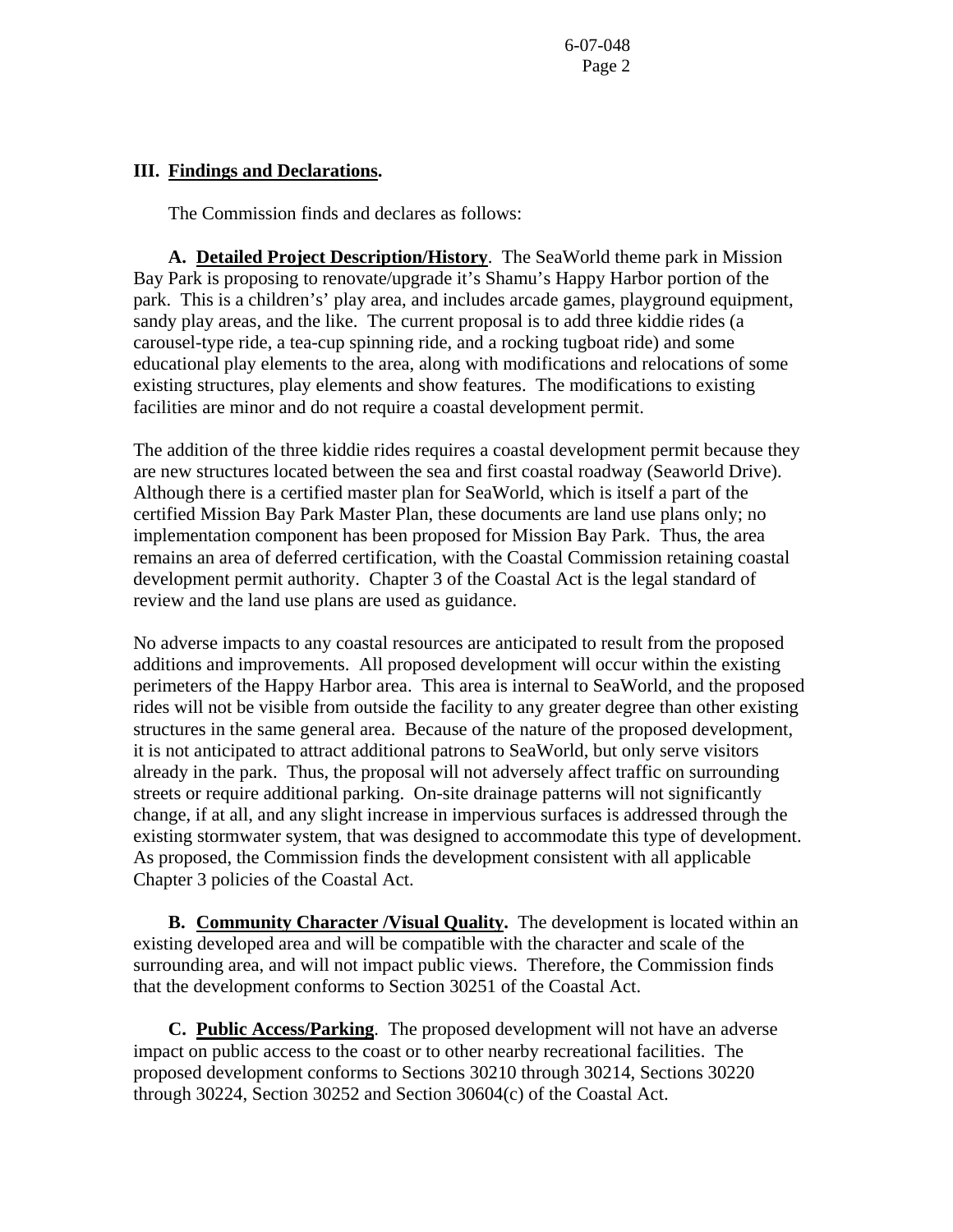## III. **Findings and Declarations.**

The Commission finds and declares as follows:

**A. Detailed Project Description/History**. The SeaWorld theme park in Mission Bay Park is proposing to renovate/upgrade it's Shamu's Happy Harbor portion of the park. This is a children's' play area, and includes arcade games, playground equipment, sandy play areas, and the like. The current proposal is to add three kiddie rides (a carousel-type ride, a tea-cup spinning ride, and a rocking tugboat ride) and some educational play elements to the area, along with modifications and relocations of some existing structures, play elements and show features. The modifications to existing facilities are minor and do not require a coastal development permit.

The addition of the three kiddie rides requires a coastal development permit because they are new structures located between the sea and first coastal roadway (Seaworld Drive). Although there is a certified master plan for SeaWorld, which is itself a part of the certified Mission Bay Park Master Plan, these documents are land use plans only; no implementation component has been proposed for Mission Bay Park. Thus, the area remains an area of deferred certification, with the Coastal Commission retaining coastal development permit authority. Chapter 3 of the Coastal Act is the legal standard of review and the land use plans are used as guidance.

No adverse impacts to any coastal resources are anticipated to result from the proposed additions and improvements. All proposed development will occur within the existing perimeters of the Happy Harbor area. This area is internal to SeaWorld, and the proposed rides will not be visible from outside the facility to any greater degree than other existing structures in the same general area. Because of the nature of the proposed development, it is not anticipated to attract additional patrons to SeaWorld, but only serve visitors already in the park. Thus, the proposal will not adversely affect traffic on surrounding streets or require additional parking. On-site drainage patterns will not significantly change, if at all, and any slight increase in impervious surfaces is addressed through the existing stormwater system, that was designed to accommodate this type of development. As proposed, the Commission finds the development consistent with all applicable Chapter 3 policies of the Coastal Act.

**B. Community Character /Visual Quality.** The development is located within an existing developed area and will be compatible with the character and scale of the surrounding area, and will not impact public views. Therefore, the Commission finds that the development conforms to Section 30251 of the Coastal Act.

**C. Public Access/Parking**. The proposed development will not have an adverse impact on public access to the coast or to other nearby recreational facilities. The proposed development conforms to Sections 30210 through 30214, Sections 30220 through 30224, Section 30252 and Section 30604(c) of the Coastal Act.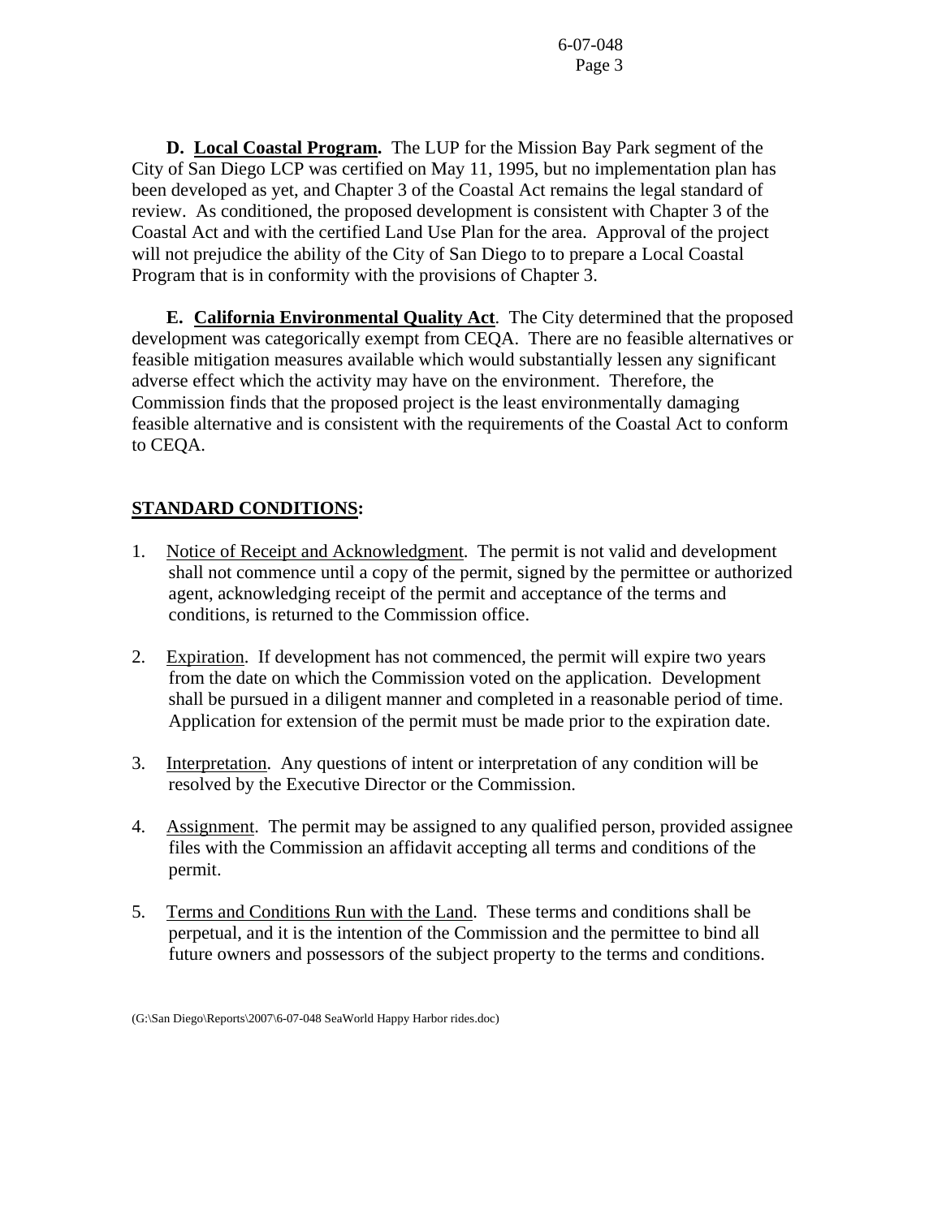**D. <u>Local Coastal Program</u>.** The LUP for the Mission Bay Park segment of the City of San Diego LCP was certified on May 11, 1995, but no implementation plan has been developed as yet, and Chapter 3 of the Coastal Act remains the legal standard of review. As conditioned, the proposed development is consistent with Chapter 3 of the Coastal Act and with the certified Land Use Plan for the area. Approval of the project will not prejudice the ability of the City of San Diego to to prepare a Local Coastal Program that is in conformity with the provisions of Chapter 3.

**E. <u>California Environmental Quality Act</u>**. The City determined that the proposed development was categorically exempt from CEQA. There are no feasible alternatives or feasible mitigation measures available which would substantially lessen any significant adverse effect which the activity may have on the environment. Therefore, the Commission finds that the proposed project is the least environmentally damaging feasible alternative and is consistent with the requirements of the Coastal Act to conform to CEQA.

## <u>STANDARD CONDITIONS</u>:

1. <u>Notice of Receipt and Acknowledgment</u>. The permit is not valid and development shall not commence until a copy of the permit, signed by the permittee or authorized agent, acknowledging receipt of the permit and acceptance of the terms and conditions, is returned to the Commission office.

2. <u>Expiration</u>. If development has not commenced, the permit will expire two years from the date on which the Commission voted on the application. Development shall be pursued in a diligent manner and completed in a reasonable period of time. Application for extension of the permit must be made prior to the expiration date.

3. <u>Interpretation</u>. Any questions of intent or interpretation of any condition will be resolved by the Executive Director or the Commission.

4. <u>Assignment</u>. The permit may be assigned to any qualified person, provided assignee files with the Commission an affidavit accepting all terms and conditions of the permit.

5. <u>Terms and Conditions Run with the Land</u>. These terms and conditions shall be perpetual, and it is the intention of the Commission and the permittee to bind all future owners and possessors of the subject property to the terms and conditions.

(G:\San Diego\Reports\2007\6-07-048 SeaWorld Happy Harbor rides.doc)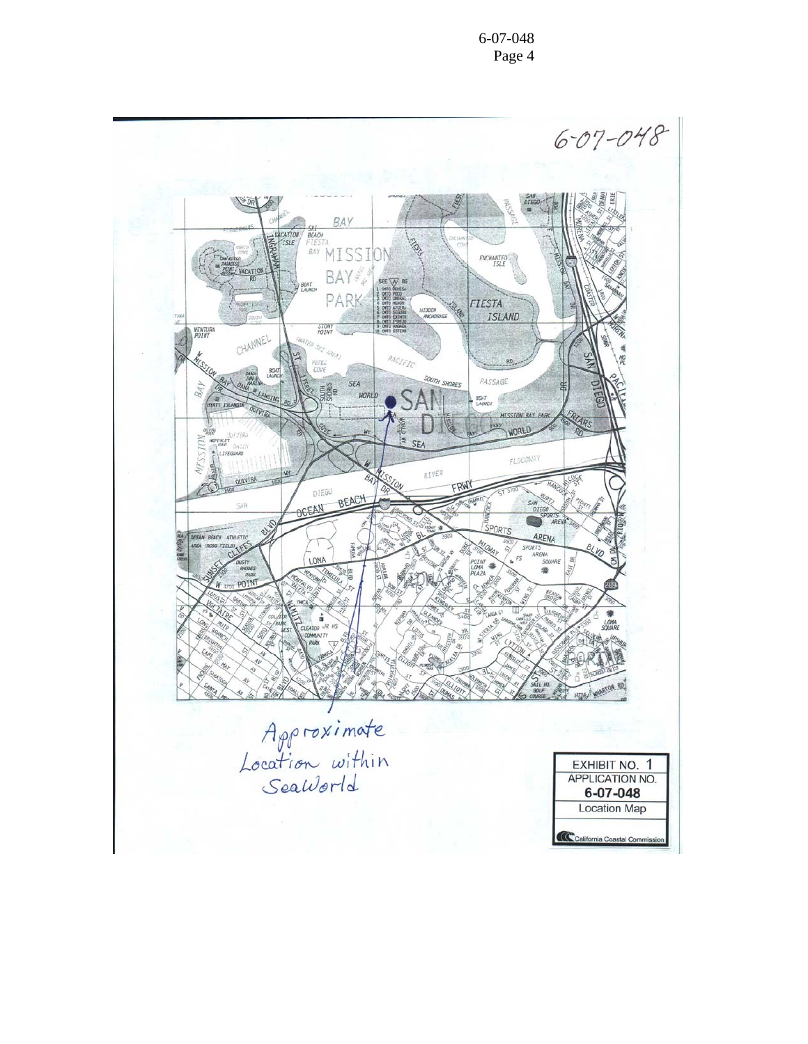6-07-048

Approximate Location within SeaWorld

EXHIBIT NO. 1
APPLICATION NO.
**6-07-048**
Location Map

California Coastal Commission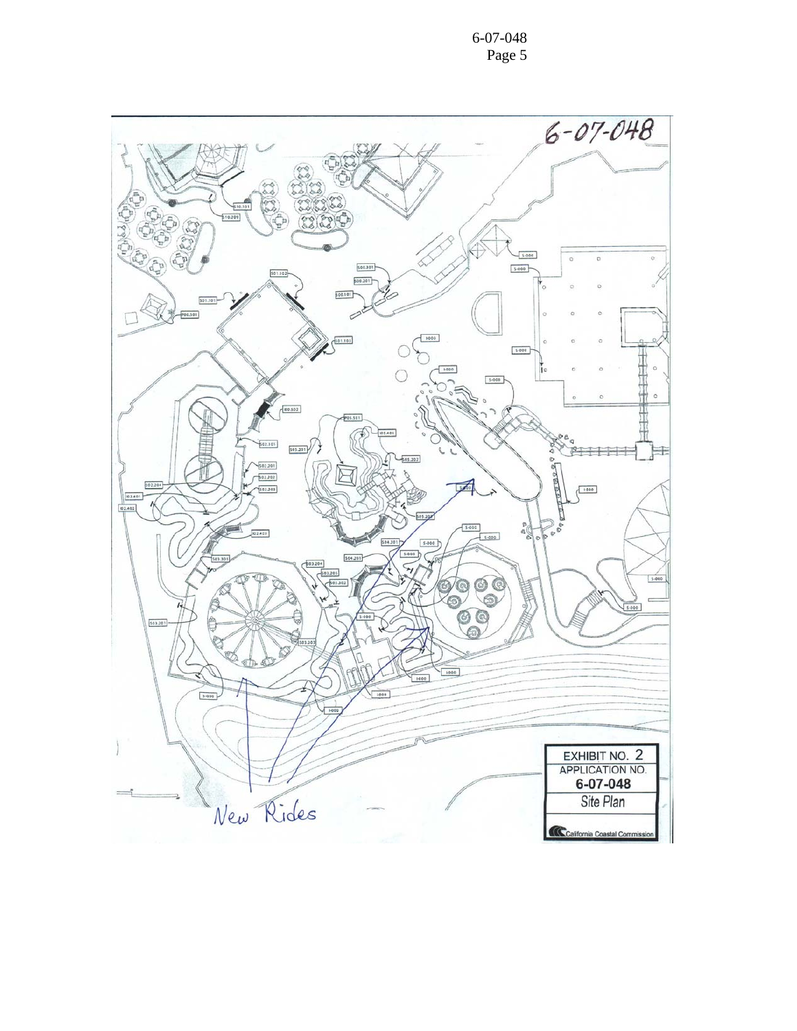6-07-048

New Rides

EXHIBIT NO. 2
APPLICATION NO.
6-07-048
Site Plan

California Coastal Commission